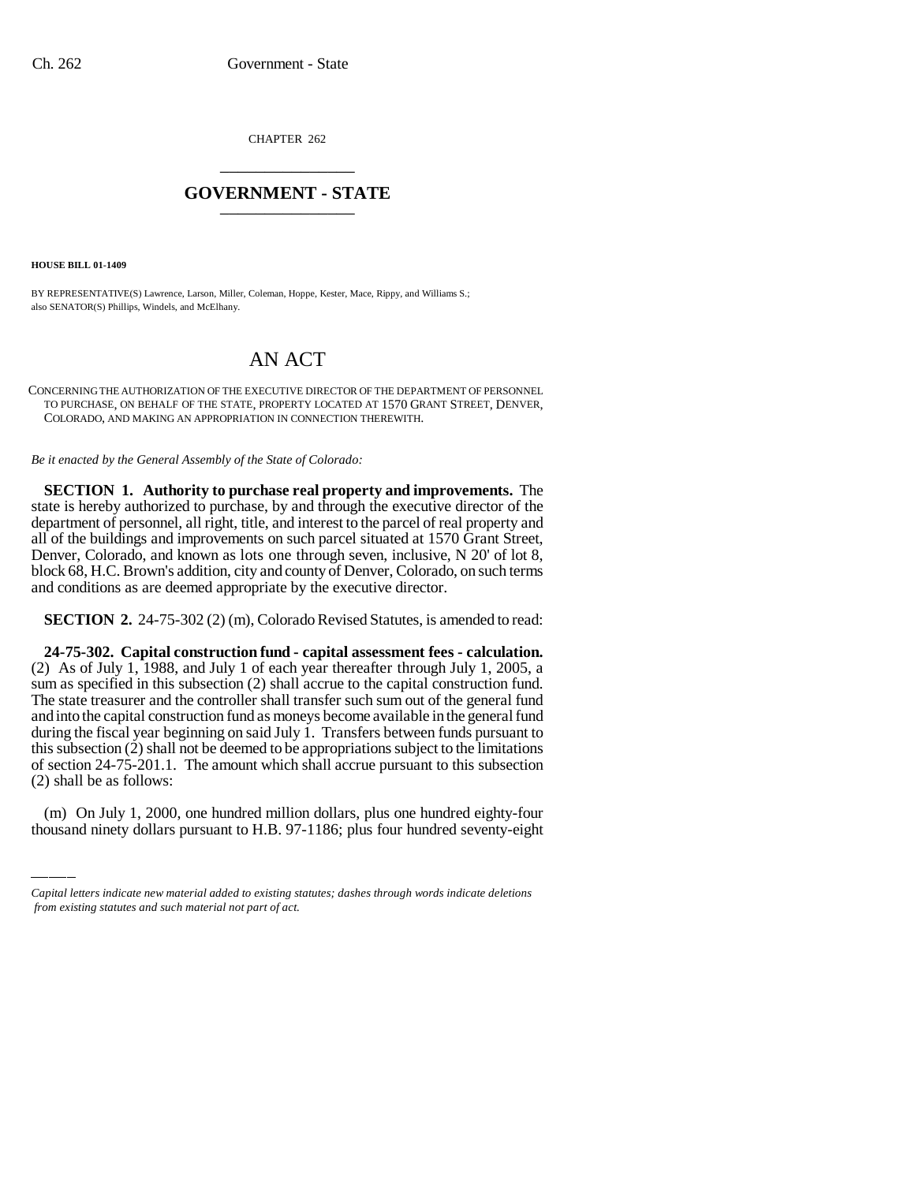CHAPTER 262

# GOVERNMENT - STATE

**HOUSE BILL 01-1409**

BY REPRESENTATIVE(S) Lawrence, Larson, Miller, Coleman, Hoppe, Kester, Mace, Rippy, and Williams S.;
also SENATOR(S) Phillips, Windels, and McElhany.

# AN ACT

CONCERNING THE AUTHORIZATION OF THE EXECUTIVE DIRECTOR OF THE DEPARTMENT OF PERSONNEL TO PURCHASE, ON BEHALF OF THE STATE, PROPERTY LOCATED AT 1570 GRANT STREET, DENVER, COLORADO, AND MAKING AN APPROPRIATION IN CONNECTION THEREWITH.

*Be it enacted by the General Assembly of the State of Colorado:*

**SECTION 1. Authority to purchase real property and improvements.** The state is hereby authorized to purchase, by and through the executive director of the department of personnel, all right, title, and interest to the parcel of real property and all of the buildings and improvements on such parcel situated at 1570 Grant Street, Denver, Colorado, and known as lots one through seven, inclusive, N 20' of lot 8, block 68, H.C. Brown's addition, city and county of Denver, Colorado, on such terms and conditions as are deemed appropriate by the executive director.

**SECTION 2.** 24-75-302 (2) (m), Colorado Revised Statutes, is amended to read:

**24-75-302. Capital construction fund - capital assessment fees - calculation.** (2) As of July 1, 1988, and July 1 of each year thereafter through July 1, 2005, a sum as specified in this subsection (2) shall accrue to the capital construction fund. The state treasurer and the controller shall transfer such sum out of the general fund and into the capital construction fund as moneys become available in the general fund during the fiscal year beginning on said July 1. Transfers between funds pursuant to this subsection (2) shall not be deemed to be appropriations subject to the limitations of section 24-75-201.1. The amount which shall accrue pursuant to this subsection (2) shall be as follows:

(m) On July 1, 2000, one hundred million dollars, plus one hundred eighty-four thousand ninety dollars pursuant to H.B. 97-1186; plus four hundred seventy-eight

*Capital letters indicate new material added to existing statutes; dashes through words indicate deletions from existing statutes and such material not part of act.*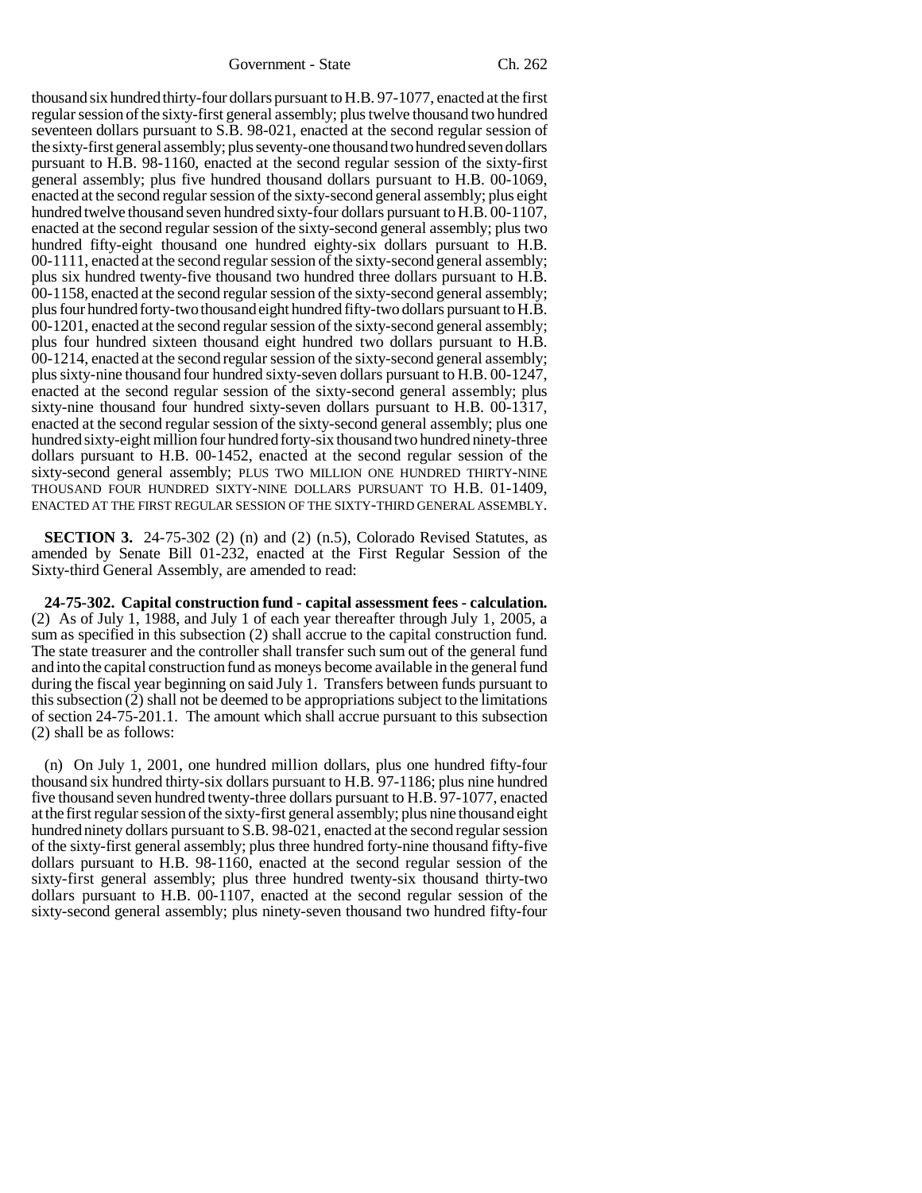thousand six hundred thirty-four dollars pursuant to H.B. 97-1077, enacted at the first regular session of the sixty-first general assembly; plus twelve thousand two hundred seventeen dollars pursuant to S.B. 98-021, enacted at the second regular session of the sixty-first general assembly; plus seventy-one thousand two hundred seven dollars pursuant to H.B. 98-1160, enacted at the second regular session of the sixty-first general assembly; plus five hundred thousand dollars pursuant to H.B. 00-1069, enacted at the second regular session of the sixty-second general assembly; plus eight hundred twelve thousand seven hundred sixty-four dollars pursuant to H.B. 00-1107, enacted at the second regular session of the sixty-second general assembly; plus two hundred fifty-eight thousand one hundred eighty-six dollars pursuant to H.B. 00-1111, enacted at the second regular session of the sixty-second general assembly; plus six hundred twenty-five thousand two hundred three dollars pursuant to H.B. 00-1158, enacted at the second regular session of the sixty-second general assembly; plus four hundred forty-two thousand eight hundred fifty-two dollars pursuant to H.B. 00-1201, enacted at the second regular session of the sixty-second general assembly; plus four hundred sixteen thousand eight hundred two dollars pursuant to H.B. 00-1214, enacted at the second regular session of the sixty-second general assembly; plus sixty-nine thousand four hundred sixty-seven dollars pursuant to H.B. 00-1247, enacted at the second regular session of the sixty-second general assembly; plus sixty-nine thousand four hundred sixty-seven dollars pursuant to H.B. 00-1317, enacted at the second regular session of the sixty-second general assembly; plus one hundred sixty-eight million four hundred forty-six thousand two hundred ninety-three dollars pursuant to H.B. 00-1452, enacted at the second regular session of the sixty-second general assembly; PLUS TWO MILLION ONE HUNDRED THIRTY-NINE THOUSAND FOUR HUNDRED SIXTY-NINE DOLLARS PURSUANT TO H.B. 01-1409, ENACTED AT THE FIRST REGULAR SESSION OF THE SIXTY-THIRD GENERAL ASSEMBLY.

**SECTION 3.** 24-75-302 (2) (n) and (2) (n.5), Colorado Revised Statutes, as amended by Senate Bill 01-232, enacted at the First Regular Session of the Sixty-third General Assembly, are amended to read:

**24-75-302. Capital construction fund - capital assessment fees - calculation.** (2) As of July 1, 1988, and July 1 of each year thereafter through July 1, 2005, a sum as specified in this subsection (2) shall accrue to the capital construction fund. The state treasurer and the controller shall transfer such sum out of the general fund and into the capital construction fund as moneys become available in the general fund during the fiscal year beginning on said July 1. Transfers between funds pursuant to this subsection (2) shall not be deemed to be appropriations subject to the limitations of section 24-75-201.1. The amount which shall accrue pursuant to this subsection (2) shall be as follows:

(n) On July 1, 2001, one hundred million dollars, plus one hundred fifty-four thousand six hundred thirty-six dollars pursuant to H.B. 97-1186; plus nine hundred five thousand seven hundred twenty-three dollars pursuant to H.B. 97-1077, enacted at the first regular session of the sixty-first general assembly; plus nine thousand eight hundred ninety dollars pursuant to S.B. 98-021, enacted at the second regular session of the sixty-first general assembly; plus three hundred forty-nine thousand fifty-five dollars pursuant to H.B. 98-1160, enacted at the second regular session of the sixty-first general assembly; plus three hundred twenty-six thousand thirty-two dollars pursuant to H.B. 00-1107, enacted at the second regular session of the sixty-second general assembly; plus ninety-seven thousand two hundred fifty-four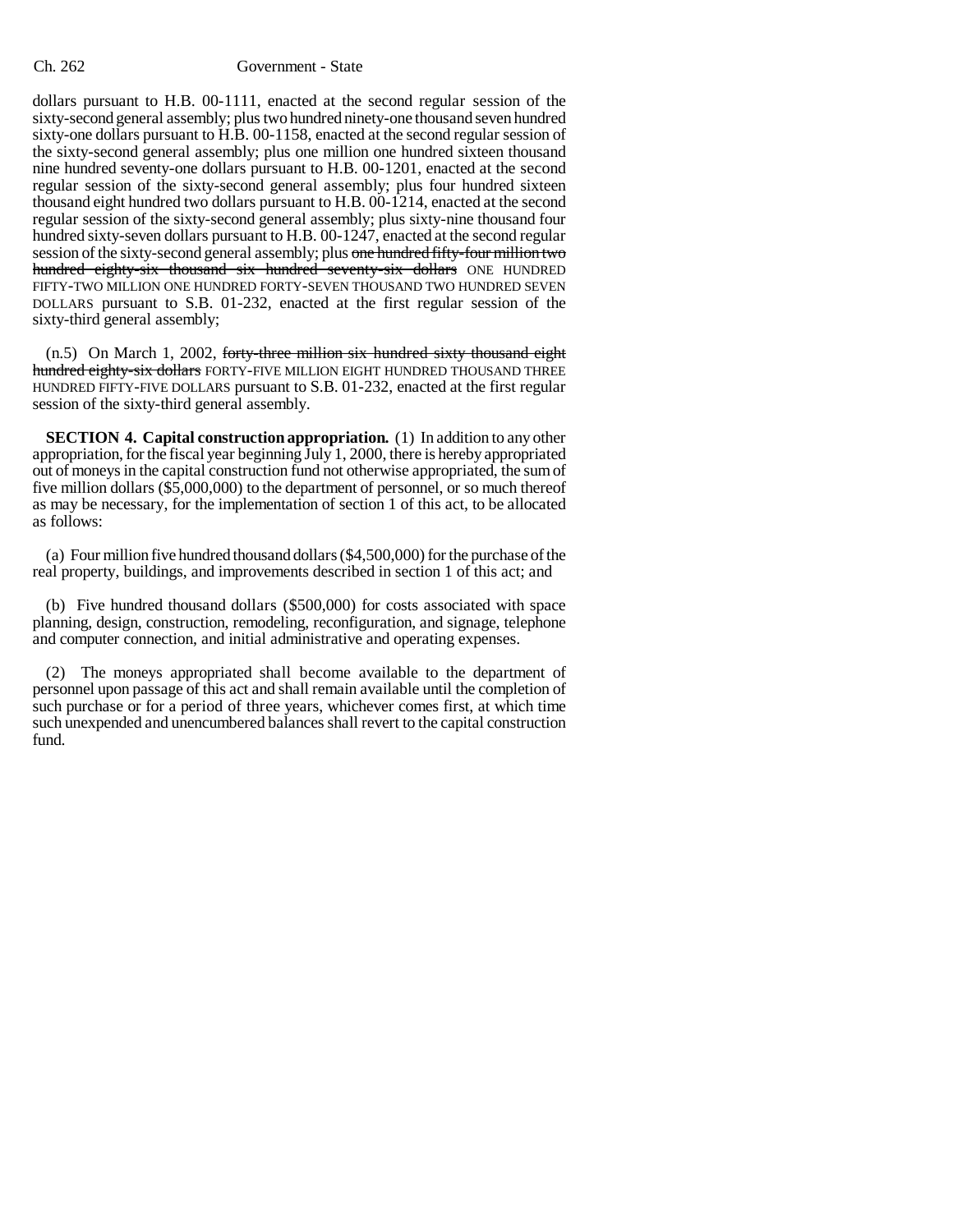dollars pursuant to H.B. 00-1111, enacted at the second regular session of the sixty-second general assembly; plus two hundred ninety-one thousand seven hundred sixty-one dollars pursuant to H.B. 00-1158, enacted at the second regular session of the sixty-second general assembly; plus one million one hundred sixteen thousand nine hundred seventy-one dollars pursuant to H.B. 00-1201, enacted at the second regular session of the sixty-second general assembly; plus four hundred sixteen thousand eight hundred two dollars pursuant to H.B. 00-1214, enacted at the second regular session of the sixty-second general assembly; plus sixty-nine thousand four hundred sixty-seven dollars pursuant to H.B. 00-1247, enacted at the second regular session of the sixty-second general assembly; plus ~~one hundred fifty-four million two hundred eighty-six thousand six hundred seventy-six dollars~~ ONE HUNDRED FIFTY-TWO MILLION ONE HUNDRED FORTY-SEVEN THOUSAND TWO HUNDRED SEVEN DOLLARS pursuant to S.B. 01-232, enacted at the first regular session of the sixty-third general assembly;

(n.5) On March 1, 2002, ~~forty-three million six hundred sixty thousand eight hundred eighty-six dollars~~ FORTY-FIVE MILLION EIGHT HUNDRED THOUSAND THREE HUNDRED FIFTY-FIVE DOLLARS pursuant to S.B. 01-232, enacted at the first regular session of the sixty-third general assembly.

**SECTION 4. Capital construction appropriation.** (1) In addition to any other appropriation, for the fiscal year beginning July 1, 2000, there is hereby appropriated out of moneys in the capital construction fund not otherwise appropriated, the sum of five million dollars ($5,000,000) to the department of personnel, or so much thereof as may be necessary, for the implementation of section 1 of this act, to be allocated as follows:

(a) Four million five hundred thousand dollars ($4,500,000) for the purchase of the real property, buildings, and improvements described in section 1 of this act; and

(b) Five hundred thousand dollars ($500,000) for costs associated with space planning, design, construction, remodeling, reconfiguration, and signage, telephone and computer connection, and initial administrative and operating expenses.

(2) The moneys appropriated shall become available to the department of personnel upon passage of this act and shall remain available until the completion of such purchase or for a period of three years, whichever comes first, at which time such unexpended and unencumbered balances shall revert to the capital construction fund.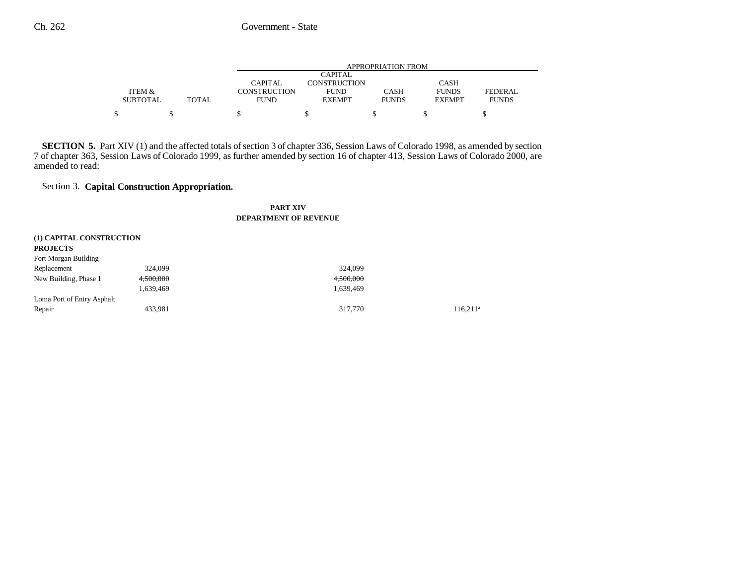**SECTION 5.** Part XIV (1) and the affected totals of section 3 of chapter 336, Session Laws of Colorado 1998, as amended by section 7 of chapter 363, Session Laws of Colorado 1999, as further amended by section 16 of chapter 413, Session Laws of Colorado 2000, are amended to read:

Section 3. **Capital Construction Appropriation.**

**PART XIV**
**DEPARTMENT OF REVENUE**

| | ITEM & SUBTOTAL | TOTAL | APPROPRIATION FROM CAPITAL CONSTRUCTION FUND | CAPITAL CONSTRUCTION FUND EXEMPT | CASH FUNDS | CASH FUNDS EXEMPT | FEDERAL FUNDS |
|---|---|---|---|---|---|---|---|
| | $ | $ | $ | $ | $ | $ | $ |
| **(1) CAPITAL CONSTRUCTION PROJECTS** | | | | | | | |
| Fort Morgan Building Replacement | 324,099 | | | 324,099 | | | |
| New Building, Phase 1 | ~~4,500,000~~ | | | ~~4,500,000~~ | | | |
| | 1,639,469 | | | 1,639,469 | | | |
| Loma Port of Entry Asphalt Repair | 433,981 | | | 317,770 | | 116,211[a] | |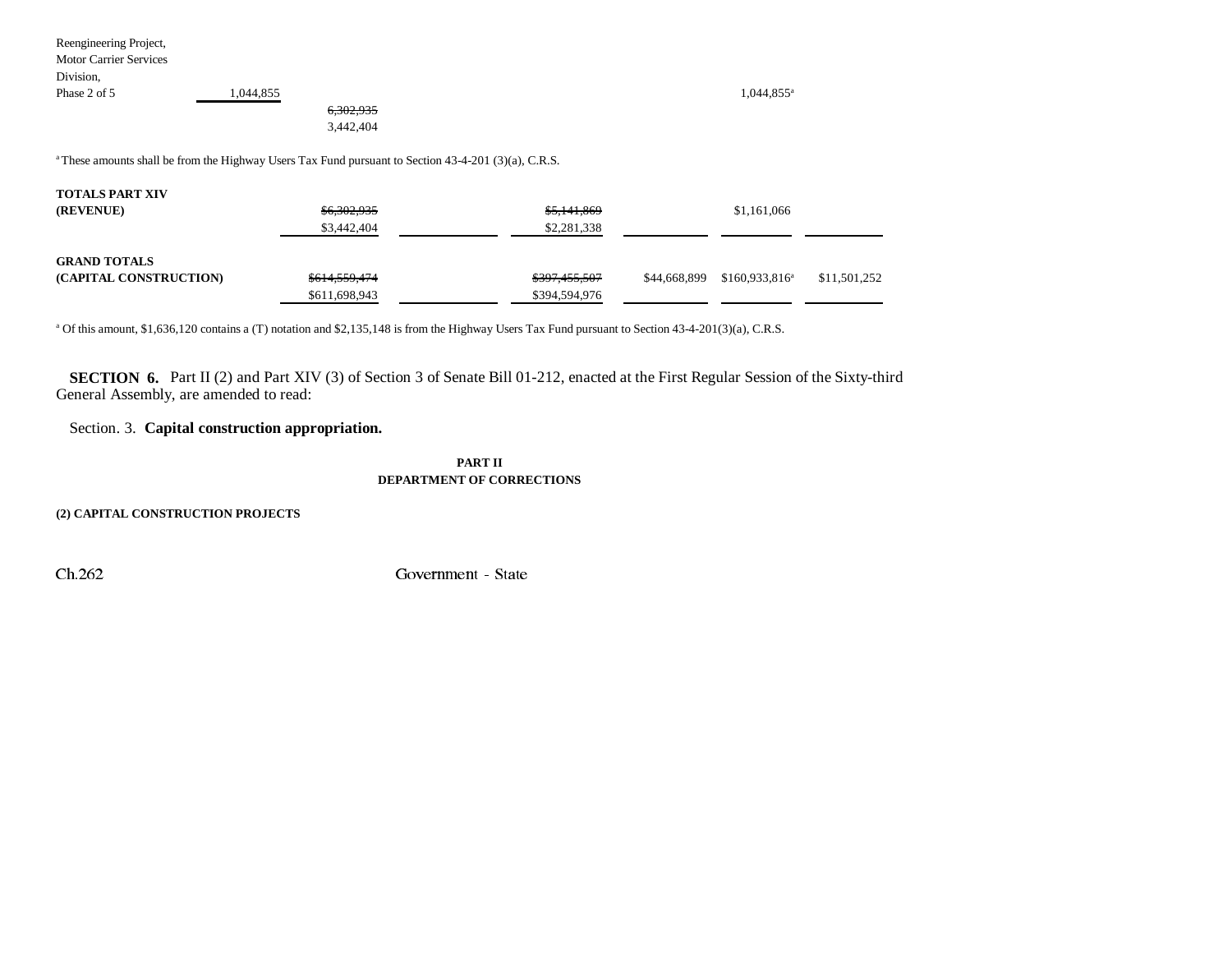| | | | | | | | |
|---|---|---|---|---|---|---|---|
| Reengineering Project, Motor Carrier Services Division, Phase 2 of 5 | 1,044,855 | | | | | 1,044,855[a] | |
| | | ~~6,302,935~~ 3,442,404 | | | | | |

[a] These amounts shall be from the Highway Users Tax Fund pursuant to Section 43-4-201 (3)(a), C.R.S.

| | | | | | | |
|---|---|---|---|---|---|---|
| **TOTALS PART XIV (REVENUE)** | ~~$6,302,935~~ $3,442,404 | | ~~$5,141,869~~ $2,281,338 | | $1,161,066 | |
| **GRAND TOTALS (CAPITAL CONSTRUCTION)** | ~~$614,559,474~~ $611,698,943 | | ~~$397,455,507~~ $394,594,976 | $44,668,899 | $160,933,816[a] | $11,501,252 |

[a] Of this amount, $1,636,120 contains a (T) notation and $2,135,148 is from the Highway Users Tax Fund pursuant to Section 43-4-201(3)(a), C.R.S.

**SECTION 6.** Part II (2) and Part XIV (3) of Section 3 of Senate Bill 01-212, enacted at the First Regular Session of the Sixty-third General Assembly, are amended to read:

Section. 3. **Capital construction appropriation.**

**PART II**
**DEPARTMENT OF CORRECTIONS**

**(2) CAPITAL CONSTRUCTION PROJECTS**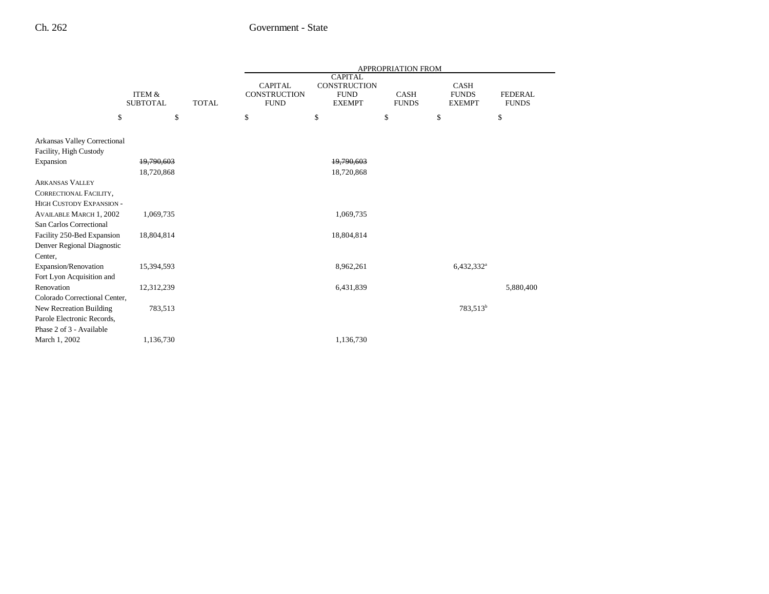| | ITEM & SUBTOTAL | TOTAL | APPROPRIATION FROM CAPITAL CONSTRUCTION FUND | CAPITAL CONSTRUCTION FUND EXEMPT | CASH FUNDS | CASH FUNDS EXEMPT | FEDERAL FUNDS |
|---|---|---|---|---|---|---|---|
| | $ | $ | $ | $ | $ | $ | $ |
| Arkansas Valley Correctional Facility, High Custody Expansion | ~~19,790,603~~ 18,720,868 | | | ~~19,790,603~~ 18,720,868 | | | |
| ARKANSAS VALLEY CORRECTIONAL FACILITY, HIGH CUSTODY EXPANSION - AVAILABLE MARCH 1, 2002 | 1,069,735 | | | 1,069,735 | | | |
| San Carlos Correctional Facility 250-Bed Expansion | 18,804,814 | | | 18,804,814 | | | |
| Denver Regional Diagnostic Center, Expansion/Renovation | 15,394,593 | | | 8,962,261 | | 6,432,332[a] | |
| Fort Lyon Acquisition and Renovation | 12,312,239 | | | 6,431,839 | | | 5,880,400 |
| Colorado Correctional Center, New Recreation Building | 783,513 | | | | | 783,513[b] | |
| Parole Electronic Records, Phase 2 of 3 - Available March 1, 2002 | 1,136,730 | | | 1,136,730 | | | |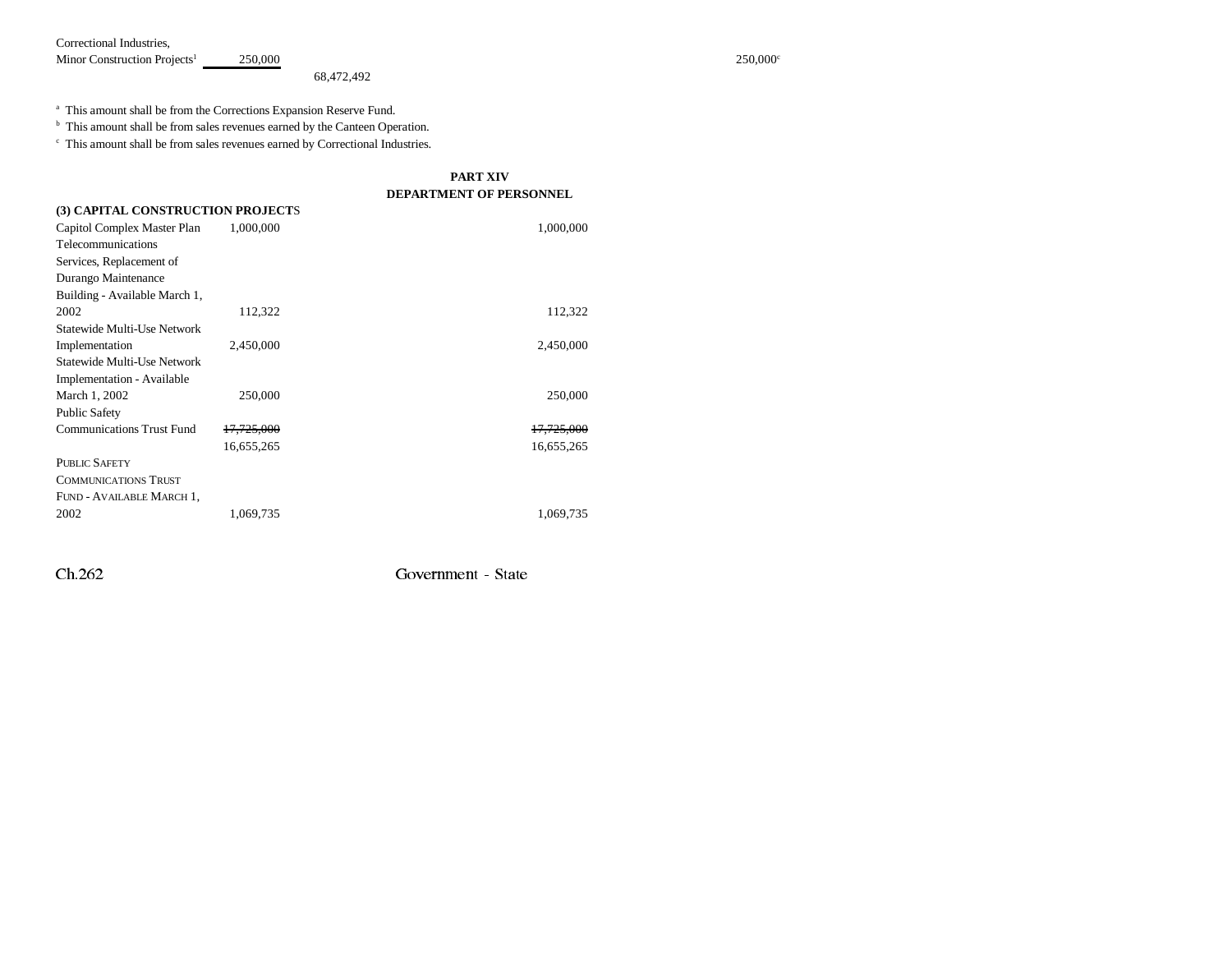| | | | | |
|---|---|---|---|---|
| Correctional Industries, Minor Construction Projects[1] | 250,000 | | | 250,000[c] |
| | | 68,472,492 | | |

[a] This amount shall be from the Corrections Expansion Reserve Fund.

[b] This amount shall be from sales revenues earned by the Canteen Operation.

[c] This amount shall be from sales revenues earned by Correctional Industries.

## PART XIV
## DEPARTMENT OF PERSONNEL

**(3) CAPITAL CONSTRUCTION PROJECTS**

| | | |
|---|---|---|
| Capitol Complex Master Plan | 1,000,000 | 1,000,000 |
| Telecommunications Services, Replacement of Durango Maintenance Building - Available March 1, 2002 | 112,322 | 112,322 |
| Statewide Multi-Use Network Implementation | 2,450,000 | 2,450,000 |
| Statewide Multi-Use Network Implementation - Available March 1, 2002 | 250,000 | 250,000 |
| Public Safety Communications Trust Fund | ~~17,725,000~~ 16,655,265 | ~~17,725,000~~ 16,655,265 |
| PUBLIC SAFETY COMMUNICATIONS TRUST FUND - AVAILABLE MARCH 1, 2002 | 1,069,735 | 1,069,735 |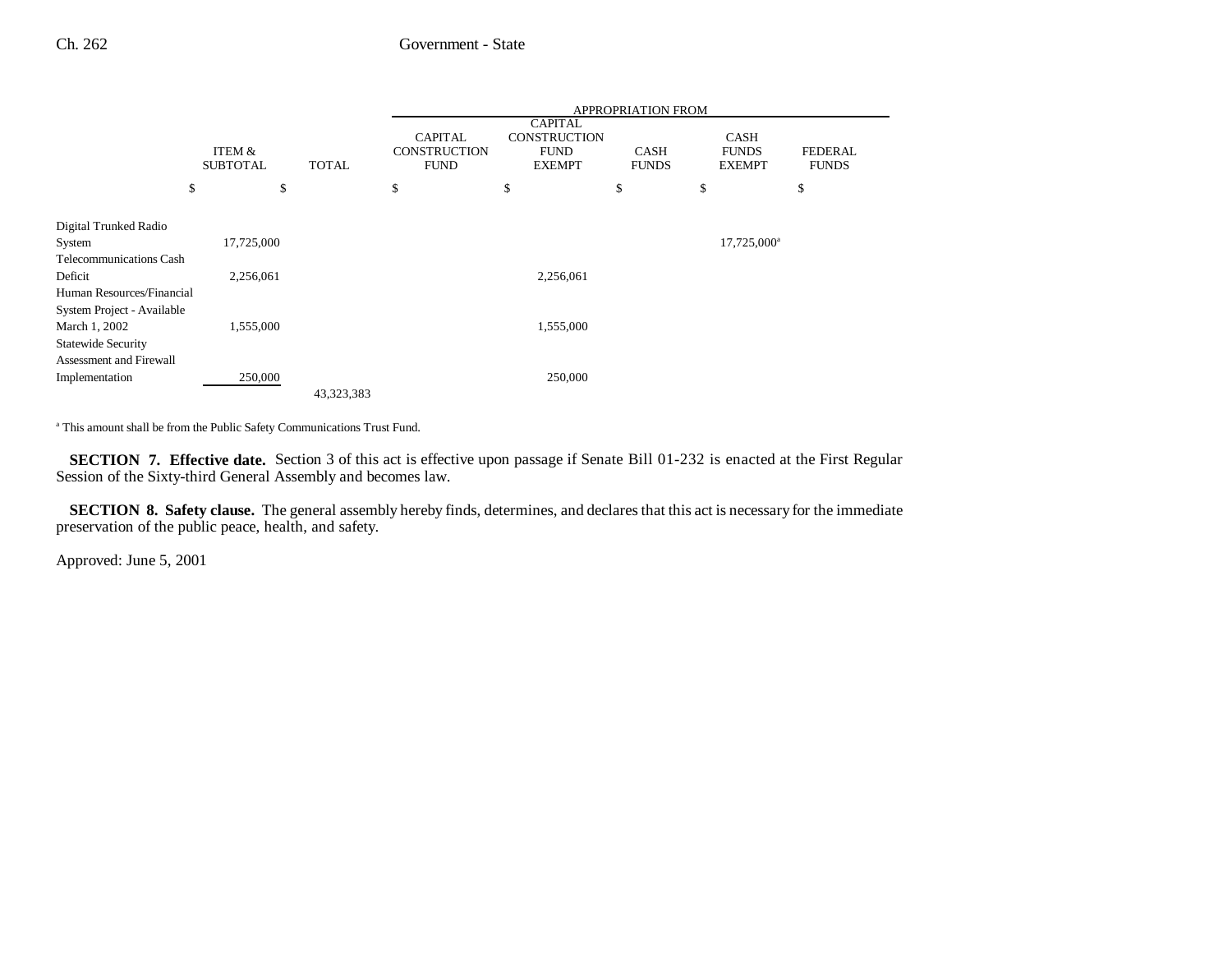| | ITEM & SUBTOTAL | TOTAL | APPROPRIATION FROM CAPITAL CONSTRUCTION FUND | CAPITAL CONSTRUCTION FUND EXEMPT | CASH FUNDS | CASH FUNDS EXEMPT | FEDERAL FUNDS |
|---|---|---|---|---|---|---|---|
| | $ | $ | $ | $ | $ | $ | $ |
| Digital Trunked Radio System | 17,725,000 | | | | | 17,725,000[a] | |
| Telecommunications Cash Deficit | 2,256,061 | | | 2,256,061 | | | |
| Human Resources/Financial System Project - Available March 1, 2002 | 1,555,000 | | | 1,555,000 | | | |
| Statewide Security Assessment and Firewall Implementation | 250,000 | | | 250,000 | | | |
| | | 43,323,383 | | | | | |

[a] This amount shall be from the Public Safety Communications Trust Fund.

**SECTION 7. Effective date.** Section 3 of this act is effective upon passage if Senate Bill 01-232 is enacted at the First Regular Session of the Sixty-third General Assembly and becomes law.

**SECTION 8. Safety clause.** The general assembly hereby finds, determines, and declares that this act is necessary for the immediate preservation of the public peace, health, and safety.

Approved: June 5, 2001